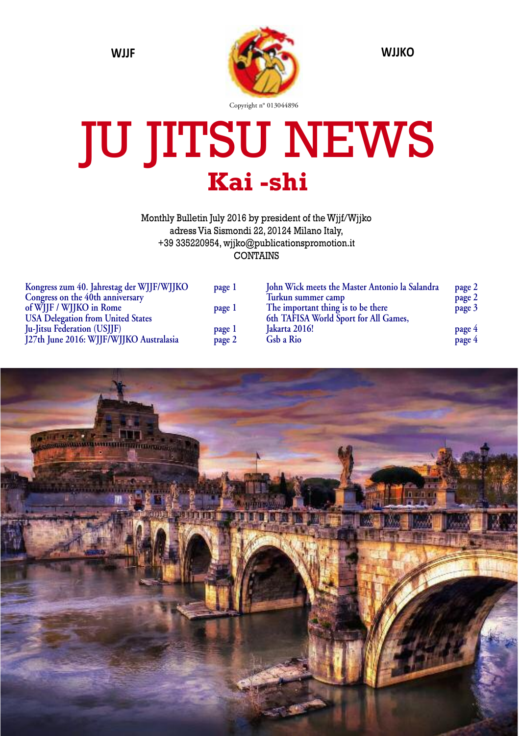WJJF

WJJKO

Copyright n° 013044896

# JU JITSU NEWS

## Kai -shi

Monthly Bulletin July 2016 by president of the Wjjf/Wjjko
adress Via Sismondi 22, 20124 Milano Italy,
+39 335220954, wjjko@publicationspromotion.it
CONTAINS

| | |
|---|---|
| Kongress zum 40. Jahrestag der WJJF/WJJKO | page 1 |
| Congress on the 40th anniversary of WJJF / WJJKO in Rome | page 1 |
| USA Delegation from United States Ju-Jitsu Federation (USJJF) | page 1 |
| J27th June 2016: WJJF/WJJKO Australasia | page 2 |
| John Wick meets the Master Antonio la Salandra | page 2 |
| Turkun summer camp | page 2 |
| The important thing is to be there | page 3 |
| 6th TAFISA World Sport for All Games, Jakarta 2016! | page 4 |
| Gsb a Rio | page 4 |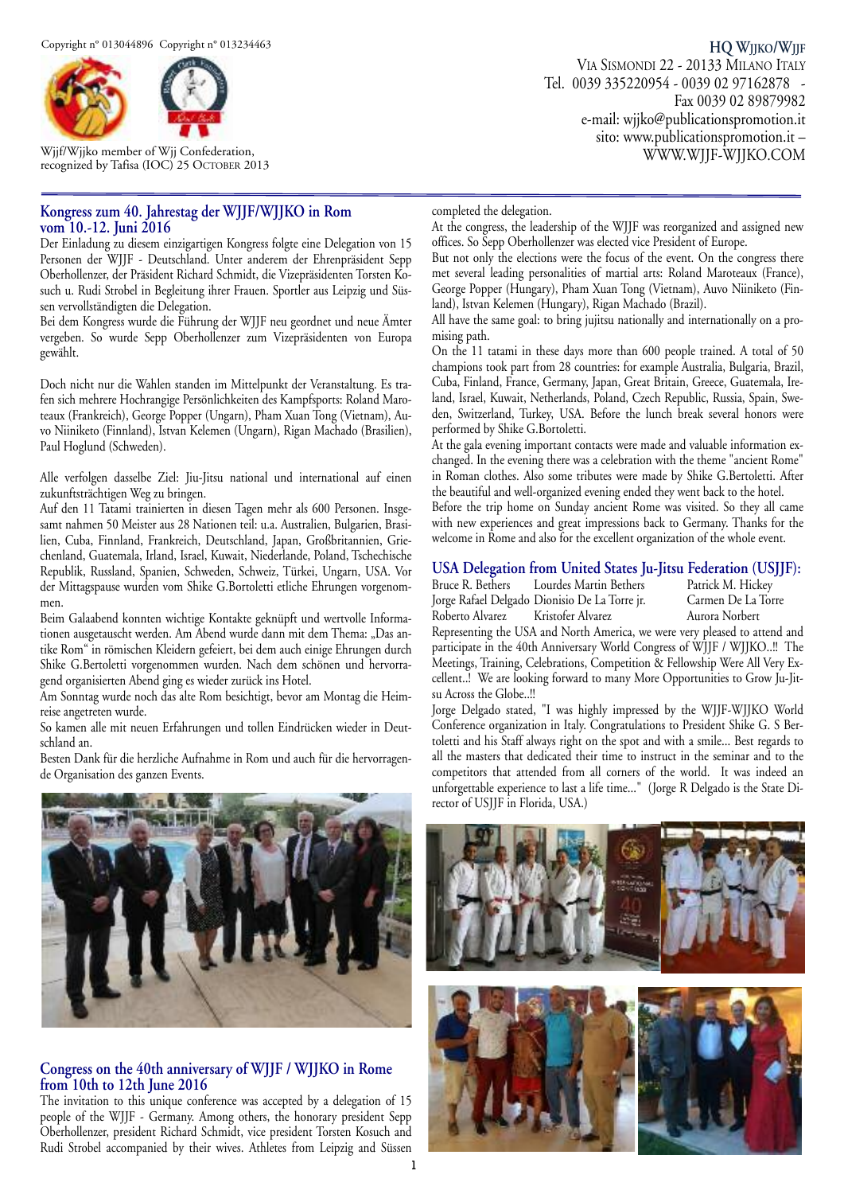Copyright n° 013044896 Copyright n° 013234463

Wjjf/Wjjko member of Wjj Confederation, recognized by Tafisa (IOC) 25 October 2013

**HQ Wjjko/Wjjf**
Via Sismondi 22 - 20133 Milano Italy
Tel. 0039 335220954 - 0039 02 97162878 - Fax 0039 02 89879982
e-mail: wjjko@publicationspromotion.it
sito: www.publicationspromotion.it – WWW.WJJF-WJJKO.COM

## Kongress zum 40. Jahrestag der WJJF/WJJKO in Rom vom 10.-12. Juni 2016

Der Einladung zu diesem einzigartigen Kongress folgte eine Delegation von 15 Personen der WJJF - Deutschland. Unter anderem der Ehrenpräsident Sepp Oberhollenzer, der Präsident Richard Schmidt, die Vizepräsidenten Torsten Kosuch u. Rudi Strobel in Begleitung ihrer Frauen. Sportler aus Leipzig und Süssen vervollständigten die Delegation.

Bei dem Kongress wurde die Führung der WJJF neu geordnet und neue Ämter vergeben. So wurde Sepp Oberhollenzer zum Vizepräsidenten von Europa gewählt.

Doch nicht nur die Wahlen standen im Mittelpunkt der Veranstaltung. Es trafen sich mehrere Hochrangige Persönlichkeiten des Kampfsports: Roland Maroteaux (Frankreich), George Popper (Ungarn), Pham Xuan Tong (Vietnam), Auvo Niiniketo (Finnland), Istvan Kelemen (Ungarn), Rigan Machado (Brasilien), Paul Hoglund (Schweden).

Alle verfolgen dasselbe Ziel: Jiu-Jitsu national und international auf einen zukunftsträchtigen Weg zu bringen.

Auf den 11 Tatami trainierten in diesen Tagen mehr als 600 Personen. Insgesamt nahmen 50 Meister aus 28 Nationen teil: u.a. Australien, Bulgarien, Brasilien, Cuba, Finnland, Frankreich, Deutschland, Japan, Großbritannien, Griechenland, Guatemala, Irland, Israel, Kuwait, Niederlande, Poland, Tschechische Republik, Russland, Spanien, Schweden, Schweiz, Türkei, Ungarn, USA. Vor der Mittagspause wurden vom Shike G.Bortoletti etliche Ehrungen vorgenommen.

Beim Galaabend konnten wichtige Kontakte geknüpft und wertvolle Informationen ausgetauscht werden. Am Abend wurde dann mit dem Thema: „Das antike Rom" in römischen Kleidern gefeiert, bei dem auch einige Ehrungen durch Shike G.Bertoletti vorgenommen wurden. Nach dem schönen und hervorragend organisierten Abend ging es wieder zurück ins Hotel.

Am Sonntag wurde noch das alte Rom besichtigt, bevor am Montag die Heimreise angetreten wurde.

So kamen alle mit neuen Erfahrungen und tollen Eindrücken wieder in Deutschland an.

Besten Dank für die herzliche Aufnahme in Rom und auch für die hervorragende Organisation des ganzen Events.

## Congress on the 40th anniversary of WJJF / WJJKO in Rome from 10th to 12th June 2016

The invitation to this unique conference was accepted by a delegation of 15 people of the WJJF - Germany. Among others, the honorary president Sepp Oberhollenzer, president Richard Schmidt, vice president Torsten Kosuch and Rudi Strobel accompanied by their wives. Athletes from Leipzig and Süssen completed the delegation.

At the congress, the leadership of the WJJF was reorganized and assigned new offices. So Sepp Oberhollenzer was elected vice President of Europe.

But not only the elections were the focus of the event. On the congress there met several leading personalities of martial arts: Roland Maroteaux (France), George Popper (Hungary), Pham Xuan Tong (Vietnam), Auvo Niiniketo (Finland), Istvan Kelemen (Hungary), Rigan Machado (Brazil).

All have the same goal: to bring jujitsu nationally and internationally on a promising path.

On the 11 tatami in these days more than 600 people trained. A total of 50 champions took part from 28 countries: for example Australia, Bulgaria, Brazil, Cuba, Finland, France, Germany, Japan, Great Britain, Greece, Guatemala, Ireland, Israel, Kuwait, Netherlands, Poland, Czech Republic, Russia, Spain, Sweden, Switzerland, Turkey, USA. Before the lunch break several honors were performed by Shike G.Bortoletti.

At the gala evening important contacts were made and valuable information exchanged. In the evening there was a celebration with the theme "ancient Rome" in Roman clothes. Also some tributes were made by Shike G.Bertoletti. After the beautiful and well-organized evening ended they went back to the hotel.

Before the trip home on Sunday ancient Rome was visited. So they all came with new experiences and great impressions back to Germany. Thanks for the welcome in Rome and also for the excellent organization of the whole event.

## USA Delegation from United States Ju-Jitsu Federation (USJJF):

| | | |
|---|---|---|
| Bruce R. Bethers | Lourdes Martin Bethers | Patrick M. Hickey |
| Jorge Rafael Delgado | Dionisio De La Torre jr. | Carmen De La Torre |
| Roberto Alvarez | Kristofer Alvarez | Aurora Norbert |

Representing the USA and North America, we were very pleased to attend and participate in the 40th Anniversary World Congress of WJJF / WJJKO..!! The Meetings, Training, Celebrations, Competition & Fellowship Were All Very Excellent..! We are looking forward to many More Opportunities to Grow Ju-Jitsu Across the Globe..!!

Jorge Delgado stated, "I was highly impressed by the WJJF-WJJKO World Conference organization in Italy. Congratulations to President Shike G. S Bertoletti and his Staff always right on the spot and with a smile... Best regards to all the masters that dedicated their time to instruct in the seminar and to the competitors that attended from all corners of the world. It was indeed an unforgettable experience to last a life time..." (Jorge R Delgado is the State Director of USJJF in Florida, USA.)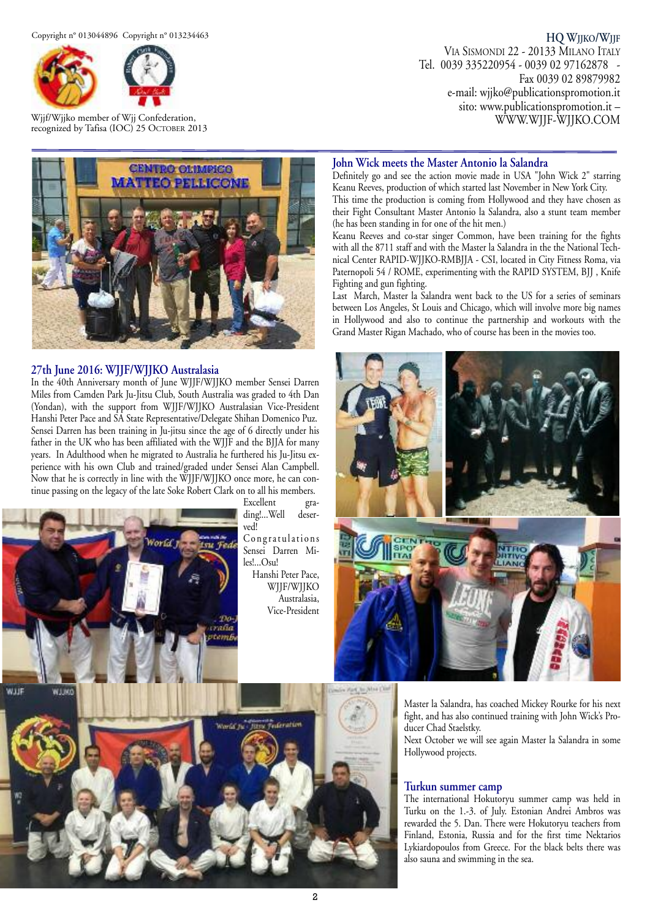Copyright n° 013044896 Copyright n° 013234463

Wjjf/Wjjko member of Wjj Confederation, recognized by Tafisa (IOC) 25 October 2013

**HQ Wjjko/Wjjf**
Via Sismondi 22 - 20133 Milano Italy
Tel. 0039 335220954 - 0039 02 97162878 - Fax 0039 02 89879982
e-mail: wjjko@publicationspromotion.it
sito: www.publicationspromotion.it – WWW.WJJF-WJJKO.COM

## 27th June 2016: WJJF/WJJKO Australasia

In the 40th Anniversary month of June WJJF/WJJKO member Sensei Darren Miles from Camden Park Ju-Jitsu Club, South Australia was graded to 4th Dan (Yondan), with the support from WJJF/WJJKO Australasian Vice-President Hanshi Peter Pace and SA State Representative/Delegate Shihan Domenico Puz. Sensei Darren has been training in Ju-jitsu since the age of 6 directly under his father in the UK who has been affiliated with the WJJF and the BJJA for many years. In Adulthood when he migrated to Australia he furthered his Ju-Jitsu experience with his own Club and trained/graded under Sensei Alan Campbell. Now that he is correctly in line with the WJJF/WJJKO once more, he can continue passing on the legacy of the late Soke Robert Clark on to all his members.

Excellent grading!...Well deserved!
Congratulations Sensei Darren Miles!...Osu!
Hanshi Peter Pace, WJJF/WJJKO Australasia, Vice-President

## John Wick meets the Master Antonio la Salandra

Definitely go and see the action movie made in USA "John Wick 2" starring Keanu Reeves, production of which started last November in New York City.
This time the production is coming from Hollywood and they have chosen as their Fight Consultant Master Antonio la Salandra, also a stunt team member (he has been standing in for one of the hit men.)
Keanu Reeves and co-star singer Common, have been training for the fights with all the 8711 staff and with the Master la Salandra in the the National Technical Center RAPID-WJJKO-RMBJJA - CSI, located in City Fitness Roma, via Paternopoli 54 / ROME, experimenting with the RAPID SYSTEM, BJJ , Knife Fighting and gun fighting.
Last March, Master la Salandra went back to the US for a series of seminars between Los Angeles, St Louis and Chicago, which will involve more big names in Hollywood and also to continue the partnership and workouts with the Grand Master Rigan Machado, who of course has been in the movies too.

Master la Salandra, has coached Mickey Rourke for his next fight, and has also continued training with John Wick's Producer Chad Staelstky.
Next October we will see again Master la Salandra in some Hollywood projects.

## Turkun summer camp

The international Hokutoryu summer camp was held in Turku on the 1.-3. of July. Estonian Andrei Ambros was rewarded the 5. Dan. There were Hokutoryu teachers from Finland, Estonia, Russia and for the first time Nektarios Lykiardopoulos from Greece. For the black belts there was also sauna and swimming in the sea.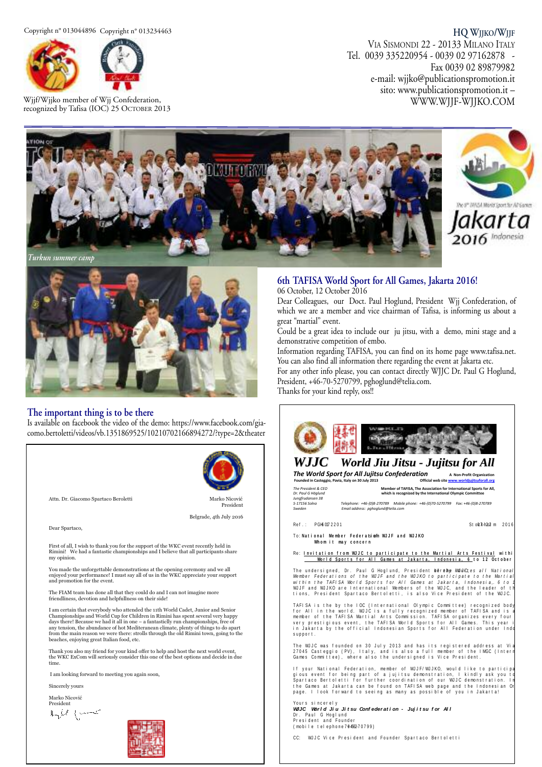Copyright n° 013044896 Copyright n° 013234463

Wjjf/Wjjko member of Wjj Confederation, recognized by Tafisa (IOC) 25 October 2013

**HQ Wjjko/Wjjf**
Via Sismondi 22 - 20133 Milano Italy
Tel. 0039 335220954 - 0039 02 97162878 -
Fax 0039 02 89879982
e-mail: wjjko@publicationspromotion.it
sito: www.publicationspromotion.it –
WWW.WJJF-WJJKO.COM

*Turkun summer camp*

## 6th TAFISA World Sport for All Games, Jakarta 2016!

06 October, 12 October 2016

Dear Colleagues, our Doct. Paul Hoglund, President Wjj Confederation, of which we are a member and vice chairman of Tafisa, is informing us about a great "martial" event.

Could be a great idea to include our ju jitsu, with a demo, mini stage and a demonstrative competition of embo.

Information regarding TAFISA, you can find on its home page www.tafisa.net. You can also find all information there regarding the event at Jakarta etc.

For any other info please, you can contact directly WJJC Dr. Paul G Hoglund, President, +46-70-5270799, pghoglund@telia.com.

Thanks for your kind reply, oss!!

## The important thing is to be there

Is available on facebook the video of the demo: https://www.facebook.com/giacomo.bertoletti/videos/vb.1351869525/10210702166894272/?type=2&theater

Attn. Dr. Giacomo Spartaco Beroletti

Marko Nicović
President

Belgrade, 4th July 2016

Dear Spartaco,

First of all, I wish to thank you for the support of the WKC event recently held in Rimini! We had a fantastic championships and I believe that all participants share my opinion.

You made the unforgettable demonstrations at the opening ceremony and we all enjoyed your performance! I must say all of us in the WKC appreciate your support and promotion for the event.

The FIAM team has done all that they could do and I can not imagine more friendliness, devotion and helpfullness on their side!

I am certain that everybody who attended the 11th World Cadet, Junior and Senior Championships and World Cup for Children in Rimini has spent several very happy days there! Because we had it all in one – a fantasticlly run championships, free of any tension, the abundance of hot Mediteranean climate, plenty of things to do apart from the main reason we were there: strolls through the old Rimini town, going to the beaches, enjoying great Italian food, etc.

Thank you also my friend for your kind offer to help and host the next world event, the WKC ExCom will seriously consider this one of the best options and decide in due time.

I am looking forward to meeting you again soon,

Sincerely yours

Marko Nicović
President

**WJJC World Jiu Jitsu - Jujitsu for All**

**The World Sport for All Jujitsu Confederation** — A Non-Profit Organization
Founded in Casteggio, Pavia, Italy on 30 July 2013 — Official web site www.worldjujitsuforall.org

The President & CEO
Dr. Paul G Hoglund
Jungfrudansen 38
S-17156 Solna
Sweden

Member of TAFISA, The Association for International Sports for All, which is recognized by the International Olympic Committee

Telephone: +46-(0)8-270789 Mobile phone: +46-(0)70-5270799 Fax: +46-(0)8-270789
Email address: pghoglund@telia.com

Ref.: PGH-0172201 Stockholm 2016

To: **National Member Federations in WJJF and WJJKO**
**Whom it may concern**

Re: **Invitation from WJJC to participate to the Martial Arts Festival within World Sports for All Games at Jakarta, Indonesia, 6 to 12 October**

The undersigned, Dr. Paul G Hoglund, President of the WJJC, hereby invites all National Member Federations of the WJJF and the WJJKO to participate to the Martial within the TAFISA World Sports for All Games at Jakarta, Indonesia, 6 to 1 WJJF and WJJKO are International Members of the WJJC, and the leader of th tions, President Spartaco Bertoletti, is also Vice President of the WJJC.

TAFISA is the by the IOC (International Olympic Committee) recognized body for All in the world. WJJC is a fully recognized member of TAFISA and is a member of the TAFISA Martial Arts Commission. TAFISA organizes every four very prestigious event, the TAFISA World Sports for All Games. This year i in Jakarta by the official Indonesian Sports for All Federation under Indo support.

The WJJC was founded on 30 July 2013 and has its registered address at Vi 27045 Casteggio (PV), Italy, and is also a full member of the IMGC (Intern Games Committee), where also the undersigned is Vice President.

If your National Federation, member of WJJF/WJJKO, would like to particip gious event for being part of a jujitsu demonstration, I kindly ask you t Spartaco Bertoletti for further coordination of our WJJC demonstration. I the Games at Jakarta can be found on TAFISA web page and the Indonesian Or page. I look forward to seeing as many as possible of you in Jakarta!

Yours sincerely
***WJJC World Jiu Jitsu Confederation - Jujitsu for All***
Dr. Paul G Hoglund
President and Founder
(mobile telephone +46-70-5270799)

CC: WJJC Vice President and Founder Spartaco Bertoletti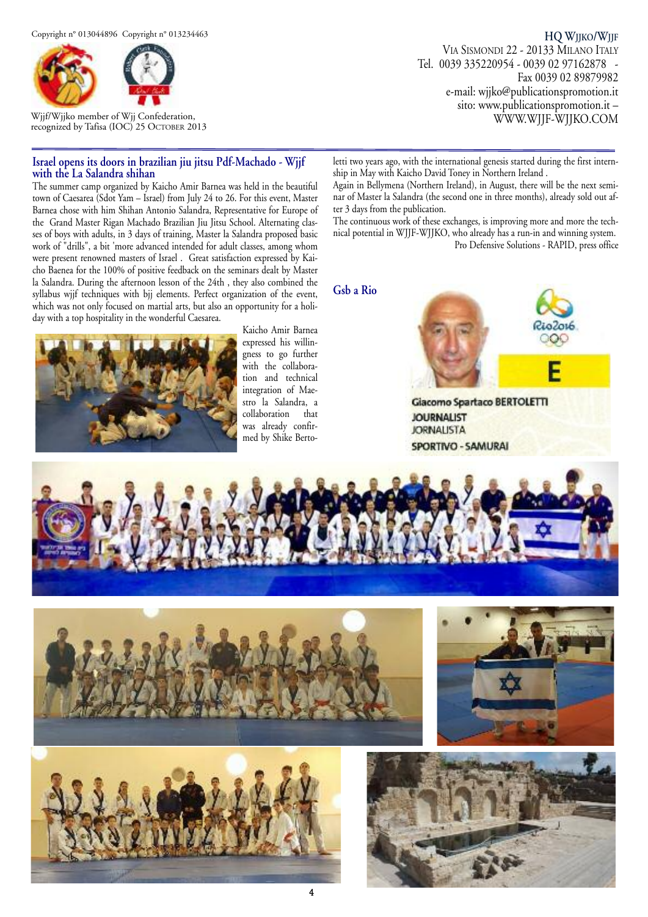Copyright n° 013044896 Copyright n° 013234463

Wjjf/Wjjko member of Wjj Confederation,
recognized by Tafisa (IOC) 25 October 2013

**HQ Wjjko/Wjjf**
Via Sismondi 22 - 20133 Milano Italy
Tel. 0039 335220954 - 0039 02 97162878 -
Fax 0039 02 89879982
e-mail: wjjko@publicationspromotion.it
sito: www.publicationspromotion.it –
WWW.WJJF-WJJKO.COM

## Israel opens its doors in brazilian jiu jitsu Pdf-Machado - Wjjf with the La Salandra shihan

The summer camp organized by Kaicho Amir Barnea was held in the beautiful town of Caesarea (Sdot Yam – Israel) from July 24 to 26. For this event, Master Barnea chose with him Shihan Antonio Salandra, Representative for Europe of the Grand Master Rigan Machado Brazilian Jiu Jitsu School. Alternating classes of boys with adults, in 3 days of training, Master la Salandra proposed basic work of "drills", a bit 'more advanced intended for adult classes, among whom were present renowned masters of Israel . Great satisfaction expressed by Kaicho Baenea for the 100% of positive feedback on the seminars dealt by Master la Salandra. During the afternoon lesson of the 24th , they also combined the syllabus wjjf techniques with bjj elements. Perfect organization of the event, which was not only focused on martial arts, but also an opportunity for a holiday with a top hospitality in the wonderful Caesarea.

Kaicho Amir Barnea expressed his willingness to go further with the collaboration and technical integration of Maestro la Salandra, a collaboration that was already confirmed by Shike Bertoletti two years ago, with the international genesis started during the first internship in May with Kaicho David Toney in Northern Ireland .

Again in Bellymena (Northern Ireland), in August, there will be the next seminar of Master la Salandra (the second one in three months), already sold out after 3 days from the publication.

The continuous work of these exchanges, is improving more and more the technical potential in WJJF-WJJKO, who already has a run-in and winning system.

Pro Defensive Solutions - RAPID, press office

## Gsb a Rio

Rio2016

E

Giacomo Spartaco BERTOLETTI
JOURNALIST
JORNALISTA
SPORTIVO - SAMURAI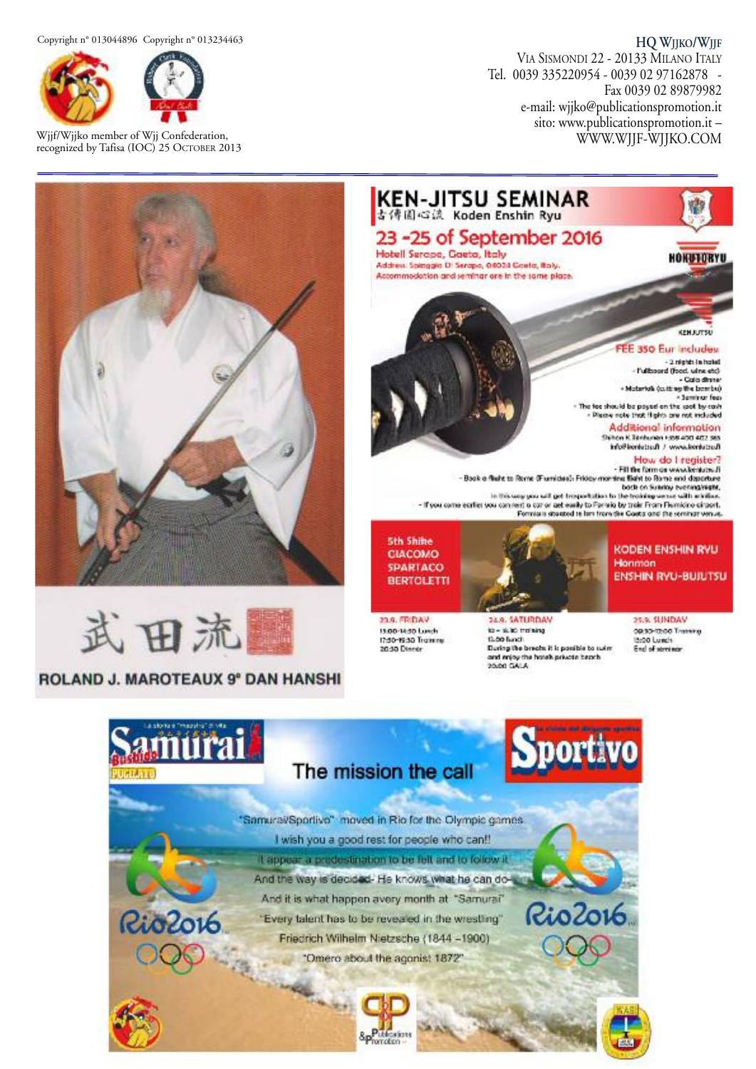Copyright n° 013044896 Copyright n° 013234463

Wjjf/Wjjko member of Wjj Confederation, recognized by Tafisa (IOC) 25 October 2013

HQ Wjjko/Wjjf
Via Sismondi 22 - 20133 Milano Italy
Tel. 0039 335220954 - 0039 02 97162878 - Fax 0039 02 89879982
e-mail: wjjko@publicationspromotion.it
sito: www.publicationspromotion.it – WWW.WJJF-WJJKO.COM

武田流

ROLAND J. MAROTEAUX 9° DAN HANSHI

# KEN-JITSU SEMINAR

古傳圓心流 Koden Enshin Ryu

## 23 -25 of September 2016

Hotell Serapo, Gaeta, Italy
Address: Spiaggia Di Serapo, 04024 Gaeta, Italy.
Accommodation and seminar are in the same place.

HOKUTORYU

KENJUTSU

**FEE 350 Eur includes:**

- 2 nights in hotel
- Fullboard (food, wine etc)
- Gala dinner
- Materials (cutting the bamboo)
- Seminar fee
- The fee should be payed on the spot by cash
- Please note that flights are not included

**Additional information**

Shihan K Rinhunen +358 400 402 385
info@kenjutsu.fi / www.kenjutsu.fi

**How do I register?**

- Fill the form on www.kenjutsu.fi
- Book a flight to Rome (Fumicino): Friday morning flight to Rome and departure back on Sunday evening/night. In this way you will get transportation to the training venue with a minibus.
- If you come earlier you can rent a car or get easily to Formia by train From Fiumicino airport. Formia is situated 10 km from the Gaeta and the seminar venue.

5th Shihan
GIACOMO
SPARTACO
BERTOLETTI

KODEN ENSHIN RYU
Honmon
ENSHIN RYU-BUJUTSU

**23.9. FRIDAY**
13:00-14:30 Lunch
17:30-19:30 Training
20:30 Dinner

**24.9. SATURDAY**
10 – 12:30 training
13.00 lunch
During the breaks it is possible to swim and enjoy the hotels private beach
20.00 GALA

**25.9. SUNDAY**
09:30-12:00 Training
13:00 Lunch
End of seminar

Samurai
Sportivo

## The mission the call

"Samurai/Sportivo" moved in Rio for the Olympic games.
I wish you a good rest for people who can!!
It appear a predestination to be felt and to follow it
And the way is decided- He knows what he can do-
And it is what happen avery month at "Samurai"
"Every talent has to be revealed in the wrestling"
Friedrich Wilhelm Nietzsche (1844 –1900)
"Omero about the agonist 1872"

Rio2016

Rio2016